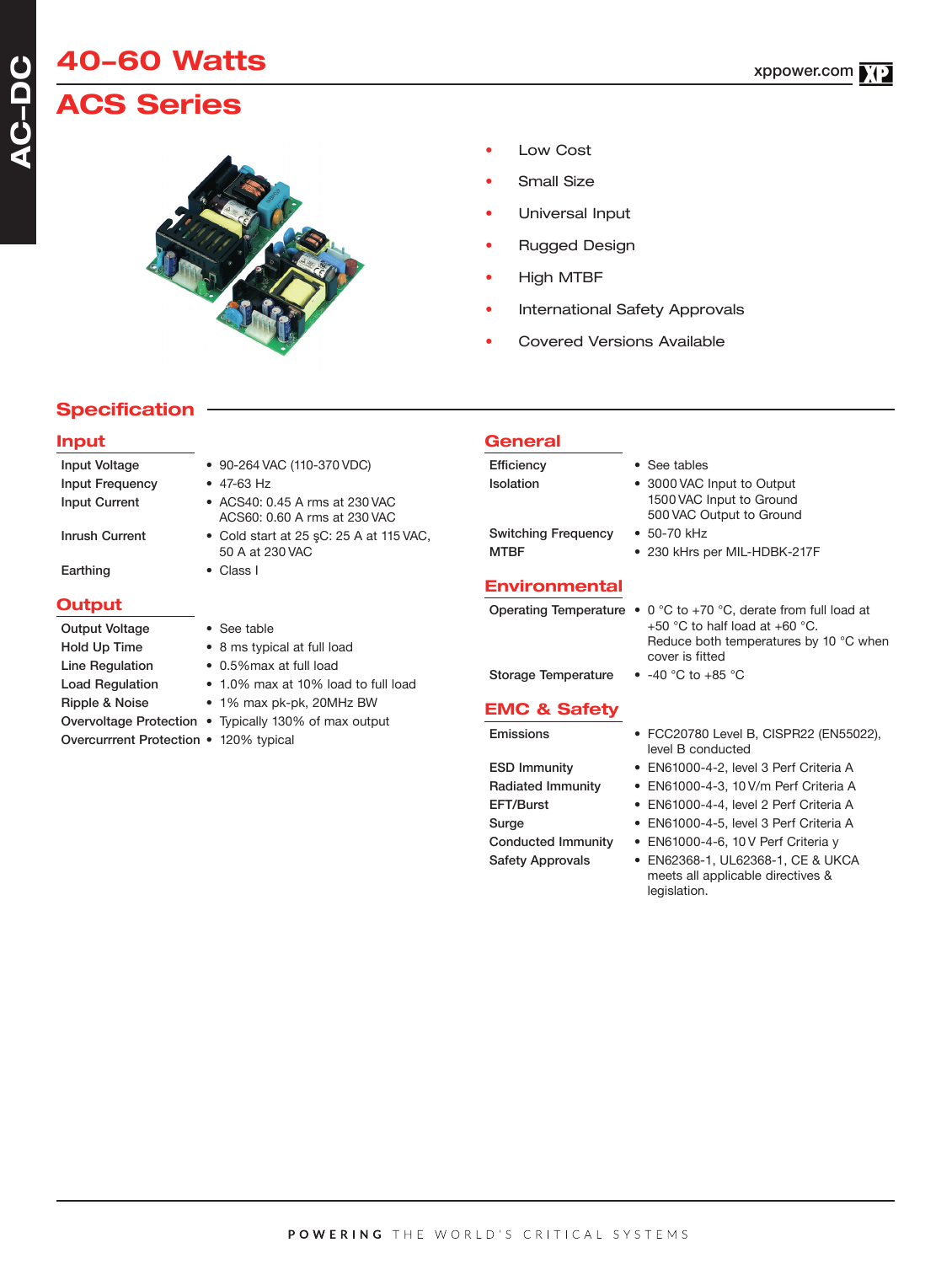# 40-60 Watts

# ACS Series

xppower.com

- Low Cost
- Small Size
- Universal Input
- Rugged Design
- High MTBF
- International Safety Approvals
- Covered Versions Available

## Specification

### Input

| | |
|---|---|
| Input Voltage | • 90-264 VAC (110-370 VDC) |
| Input Frequency | • 47-63 Hz |
| Input Current | • ACS40: 0.45 A rms at 230 VAC<br>ACS60: 0.60 A rms at 230 VAC |
| Inrush Current | • Cold start at 25 şC: 25 A at 115 VAC, 50 A at 230 VAC |
| Earthing | • Class I |

### Output

| | |
|---|---|
| Output Voltage | • See table |
| Hold Up Time | • 8 ms typical at full load |
| Line Regulation | • 0.5%max at full load |
| Load Regulation | • 1.0% max at 10% load to full load |
| Ripple & Noise | • 1% max pk-pk, 20MHz BW |
| Overvoltage Protection | • Typically 130% of max output |
| Overcurrrent Protection | • 120% typical |

### General

| | |
|---|---|
| Efficiency | • See tables |
| Isolation | • 3000 VAC Input to Output<br>1500 VAC Input to Ground<br>500 VAC Output to Ground |
| Switching Frequency | • 50-70 kHz |
| MTBF | • 230 kHrs per MIL-HDBK-217F |

### Environmental

| | |
|---|---|
| Operating Temperature | • 0 °C to +70 °C, derate from full load at +50 °C to half load at +60 °C. Reduce both temperatures by 10 °C when cover is fitted |
| Storage Temperature | • -40 °C to +85 °C |

### EMC & Safety

| | |
|---|---|
| Emissions | • FCC20780 Level B, CISPR22 (EN55022), level B conducted |
| ESD Immunity | • EN61000-4-2, level 3 Perf Criteria A |
| Radiated Immunity | • EN61000-4-3, 10 V/m Perf Criteria A |
| EFT/Burst | • EN61000-4-4, level 2 Perf Criteria A |
| Surge | • EN61000-4-5, level 3 Perf Criteria A |
| Conducted Immunity | • EN61000-4-6, 10 V Perf Criteria y |
| Safety Approvals | • EN62368-1, UL62368-1, CE & UKCA meets all applicable directives & legislation. |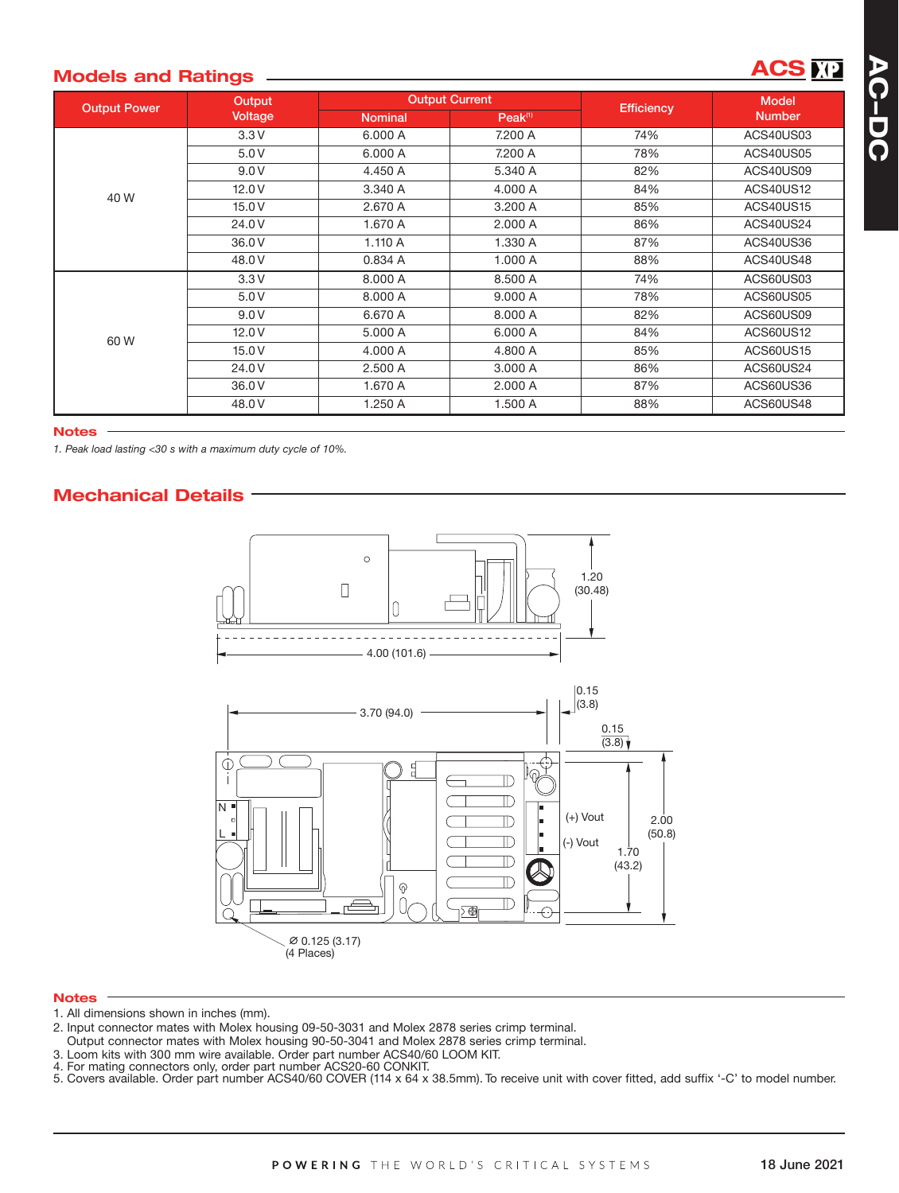## Models and Ratings

| Output Power | Output Voltage | Output Current | | Efficiency | Model Number |
|---|---|---|---|---|---|
| | | Nominal | Peak[1] | | |
| 40 W | 3.3 V | 6.000 A | 7.200 A | 74% | ACS40US03 |
| | 5.0 V | 6.000 A | 7.200 A | 78% | ACS40US05 |
| | 9.0 V | 4.450 A | 5.340 A | 82% | ACS40US09 |
| | 12.0 V | 3.340 A | 4.000 A | 84% | ACS40US12 |
| | 15.0 V | 2.670 A | 3.200 A | 85% | ACS40US15 |
| | 24.0 V | 1.670 A | 2.000 A | 86% | ACS40US24 |
| | 36.0 V | 1.110 A | 1.330 A | 87% | ACS40US36 |
| | 48.0 V | 0.834 A | 1.000 A | 88% | ACS40US48 |
| 60 W | 3.3 V | 8.000 A | 8.500 A | 74% | ACS60US03 |
| | 5.0 V | 8.000 A | 9.000 A | 78% | ACS60US05 |
| | 9.0 V | 6.670 A | 8.000 A | 82% | ACS60US09 |
| | 12.0 V | 5.000 A | 6.000 A | 84% | ACS60US12 |
| | 15.0 V | 4.000 A | 4.800 A | 85% | ACS60US15 |
| | 24.0 V | 2.500 A | 3.000 A | 86% | ACS60US24 |
| | 36.0 V | 1.670 A | 2.000 A | 87% | ACS60US36 |
| | 48.0 V | 1.250 A | 1.500 A | 88% | ACS60US48 |

### Notes

*1. Peak load lasting <30 s with a maximum duty cycle of 10%.*

## Mechanical Details

1.20
(30.48)

4.00 (101.6)

3.70 (94.0)

0.15
(3.8)

0.15
(3.8)

N

L

(+) Vout

(-) Vout

2.00
(50.8)

1.70
(43.2)

Ø 0.125 (3.17)
(4 Places)

### Notes

1. All dimensions shown in inches (mm).
2. Input connector mates with Molex housing 09-50-3031 and Molex 2878 series crimp terminal.
   Output connector mates with Molex housing 90-50-3041 and Molex 2878 series crimp terminal.
3. Loom kits with 300 mm wire available. Order part number ACS40/60 LOOM KIT.
4. For mating connectors only, order part number ACS20-60 CONKIT.
5. Covers available. Order part number ACS40/60 COVER (114 x 64 x 38.5mm). To receive unit with cover fitted, add suffix '-C' to model number.